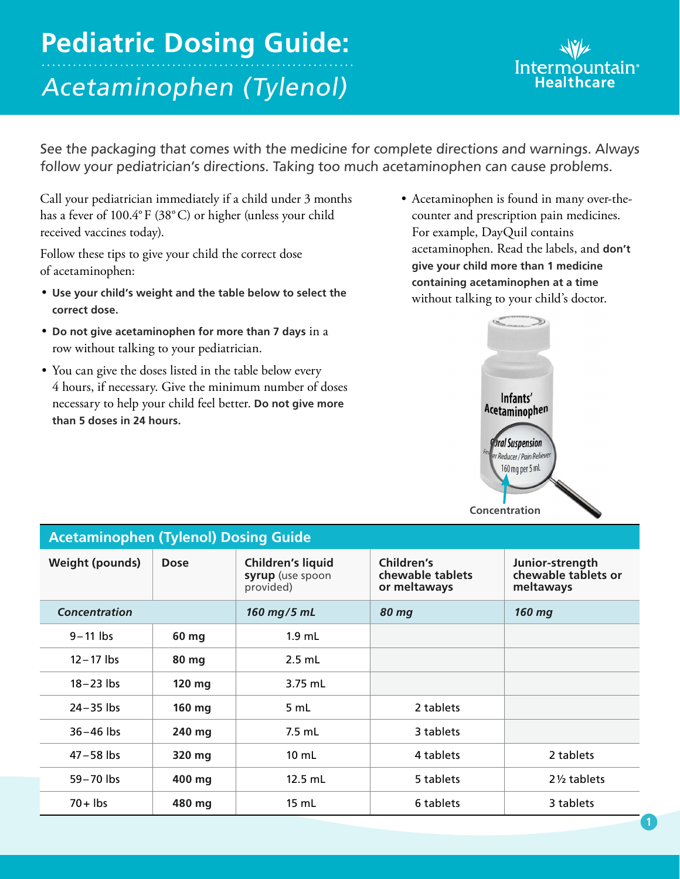# Pediatric Dosing Guide:

## *Acetaminophen (Tylenol)*

Intermountain Healthcare

See the packaging that comes with the medicine for complete directions and warnings. Always follow your pediatrician's directions. Taking too much acetaminophen can cause problems.

Call your pediatrician immediately if a child under 3 months has a fever of 100.4° F (38° C) or higher (unless your child received vaccines today).

Follow these tips to give your child the correct dose of acetaminophen:

- **Use your child's weight and the table below to select the correct dose.**
- **Do not give acetaminophen for more than 7 days** in a row without talking to your pediatrician.
- You can give the doses listed in the table below every 4 hours, if necessary. Give the minimum number of doses necessary to help your child feel better. **Do not give more than 5 doses in 24 hours.**
- Acetaminophen is found in many over-the-counter and prescription pain medicines. For example, DayQuil contains acetaminophen. Read the labels, and **don't give your child more than 1 medicine containing acetaminophen at a time** without talking to your child's doctor.

Infants' Acetaminophen Oral Suspension Fever Reducer / Pain Reliever 160 mg per 5 mL

Concentration

### Acetaminophen (Tylenol) Dosing Guide

| Weight (pounds) | Dose | Children's liquid syrup (use spoon provided) | Children's chewable tablets or meltaways | Junior-strength chewable tablets or meltaways |
|---|---|---|---|---|
| *Concentration* | | *160 mg/5 mL* | *80 mg* | *160 mg* |
| 9–11 lbs | 60 mg | 1.9 mL | | |
| 12–17 lbs | 80 mg | 2.5 mL | | |
| 18–23 lbs | 120 mg | 3.75 mL | | |
| 24–35 lbs | 160 mg | 5 mL | 2 tablets | |
| 36–46 lbs | 240 mg | 7.5 mL | 3 tablets | |
| 47–58 lbs | 320 mg | 10 mL | 4 tablets | 2 tablets |
| 59–70 lbs | 400 mg | 12.5 mL | 5 tablets | 2½ tablets |
| 70+ lbs | 480 mg | 15 mL | 6 tablets | 3 tablets |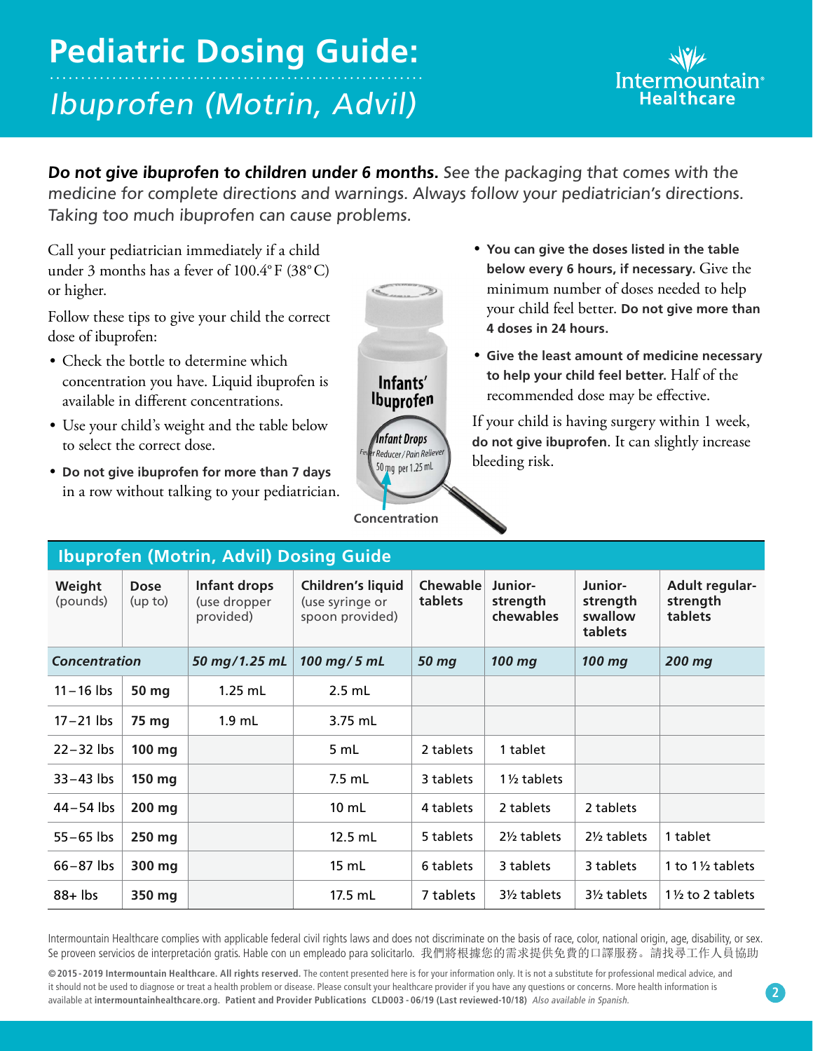# Pediatric Dosing Guide:

## *Ibuprofen (Motrin, Advil)*

Intermountain Healthcare

***Do not give ibuprofen to children under 6 months.*** *See the packaging that comes with the medicine for complete directions and warnings. Always follow your pediatrician's directions. Taking too much ibuprofen can cause problems.*

Call your pediatrician immediately if a child under 3 months has a fever of 100.4° F (38° C) or higher.

Follow these tips to give your child the correct dose of ibuprofen:

- Check the bottle to determine which concentration you have. Liquid ibuprofen is available in different concentrations.
- Use your child's weight and the table below to select the correct dose.
- **Do not give ibuprofen for more than 7 days** in a row without talking to your pediatrician.

Infants' Ibuprofen
Infant Drops
Fever Reducer / Pain Reliever
50 mg per 1.25 mL

Concentration

- **You can give the doses listed in the table below every 6 hours, if necessary.** Give the minimum number of doses needed to help your child feel better. **Do not give more than 4 doses in 24 hours.**
- **Give the least amount of medicine necessary to help your child feel better.** Half of the recommended dose may be effective.

If your child is having surgery within 1 week, **do not give ibuprofen**. It can slightly increase bleeding risk.

## Ibuprofen (Motrin, Advil) Dosing Guide

| **Weight** (pounds) | **Dose** (up to) | **Infant drops** (use dropper provided) | **Children's liquid** (use syringe or spoon provided) | **Chewable tablets** | **Junior-strength chewables** | **Junior-strength swallow tablets** | **Adult regular-strength tablets** |
|---|---|---|---|---|---|---|---|
| ***Concentration*** | | ***50 mg/1.25 mL*** | ***100 mg/5 mL*** | ***50 mg*** | ***100 mg*** | ***100 mg*** | ***200 mg*** |
| 11 – 16 lbs | **50 mg** | 1.25 mL | 2.5 mL | | | | |
| 17 – 21 lbs | **75 mg** | 1.9 mL | 3.75 mL | | | | |
| 22 – 32 lbs | **100 mg** | | 5 mL | 2 tablets | 1 tablet | | |
| 33 – 43 lbs | **150 mg** | | 7.5 mL | 3 tablets | 1½ tablets | | |
| 44 – 54 lbs | **200 mg** | | 10 mL | 4 tablets | 2 tablets | 2 tablets | |
| 55 – 65 lbs | **250 mg** | | 12.5 mL | 5 tablets | 2½ tablets | 2½ tablets | 1 tablet |
| 66 – 87 lbs | **300 mg** | | 15 mL | 6 tablets | 3 tablets | 3 tablets | 1 to 1½ tablets |
| 88+ lbs | **350 mg** | | 17.5 mL | 7 tablets | 3½ tablets | 3½ tablets | 1½ to 2 tablets |

Intermountain Healthcare complies with applicable federal civil rights laws and does not discriminate on the basis of race, color, national origin, age, disability, or sex. Se proveen servicios de interpretación gratis. Hable con un empleado para solicitarlo. 我們將根據您的需求提供免費的口譯服務。請找尋工作人員協助

**© 2015 - 2019 Intermountain Healthcare. All rights reserved.** The content presented here is for your information only. It is not a substitute for professional medical advice, and it should not be used to diagnose or treat a health problem or disease. Please consult your healthcare provider if you have any questions or concerns. More health information is available at **intermountainhealthcare.org. Patient and Provider Publications CLD003 - 06/19 (Last reviewed-10/18)** *Also available in Spanish.*